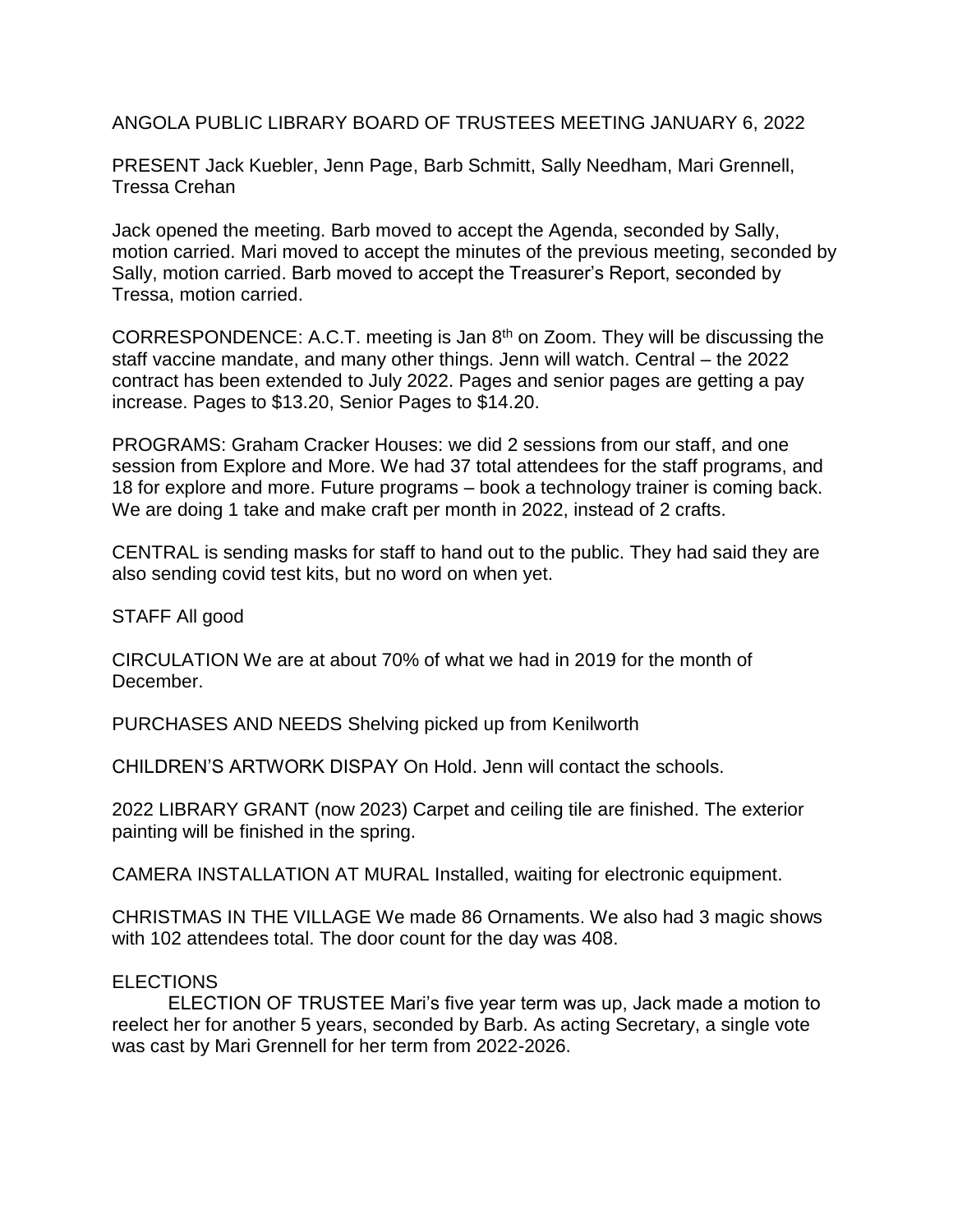# ANGOLA PUBLIC LIBRARY BOARD OF TRUSTEES MEETING JANUARY 6, 2022

PRESENT Jack Kuebler, Jenn Page, Barb Schmitt, Sally Needham, Mari Grennell, Tressa Crehan

Jack opened the meeting. Barb moved to accept the Agenda, seconded by Sally, motion carried. Mari moved to accept the minutes of the previous meeting, seconded by Sally, motion carried. Barb moved to accept the Treasurer's Report, seconded by Tressa, motion carried.

CORRESPONDENCE: A.C.T. meeting is Jan 8th on Zoom. They will be discussing the staff vaccine mandate, and many other things. Jenn will watch. Central – the 2022 contract has been extended to July 2022. Pages and senior pages are getting a pay increase. Pages to $13.20, Senior Pages to $14.20.

PROGRAMS: Graham Cracker Houses: we did 2 sessions from our staff, and one session from Explore and More. We had 37 total attendees for the staff programs, and 18 for explore and more. Future programs – book a technology trainer is coming back. We are doing 1 take and make craft per month in 2022, instead of 2 crafts.

CENTRAL is sending masks for staff to hand out to the public. They had said they are also sending covid test kits, but no word on when yet.

STAFF All good

CIRCULATION We are at about 70% of what we had in 2019 for the month of December.

PURCHASES AND NEEDS Shelving picked up from Kenilworth

CHILDREN'S ARTWORK DISPAY On Hold. Jenn will contact the schools.

2022 LIBRARY GRANT (now 2023) Carpet and ceiling tile are finished. The exterior painting will be finished in the spring.

CAMERA INSTALLATION AT MURAL Installed, waiting for electronic equipment.

CHRISTMAS IN THE VILLAGE We made 86 Ornaments. We also had 3 magic shows with 102 attendees total. The door count for the day was 408.

ELECTIONS

ELECTION OF TRUSTEE Mari's five year term was up, Jack made a motion to reelect her for another 5 years, seconded by Barb. As acting Secretary, a single vote was cast by Mari Grennell for her term from 2022-2026.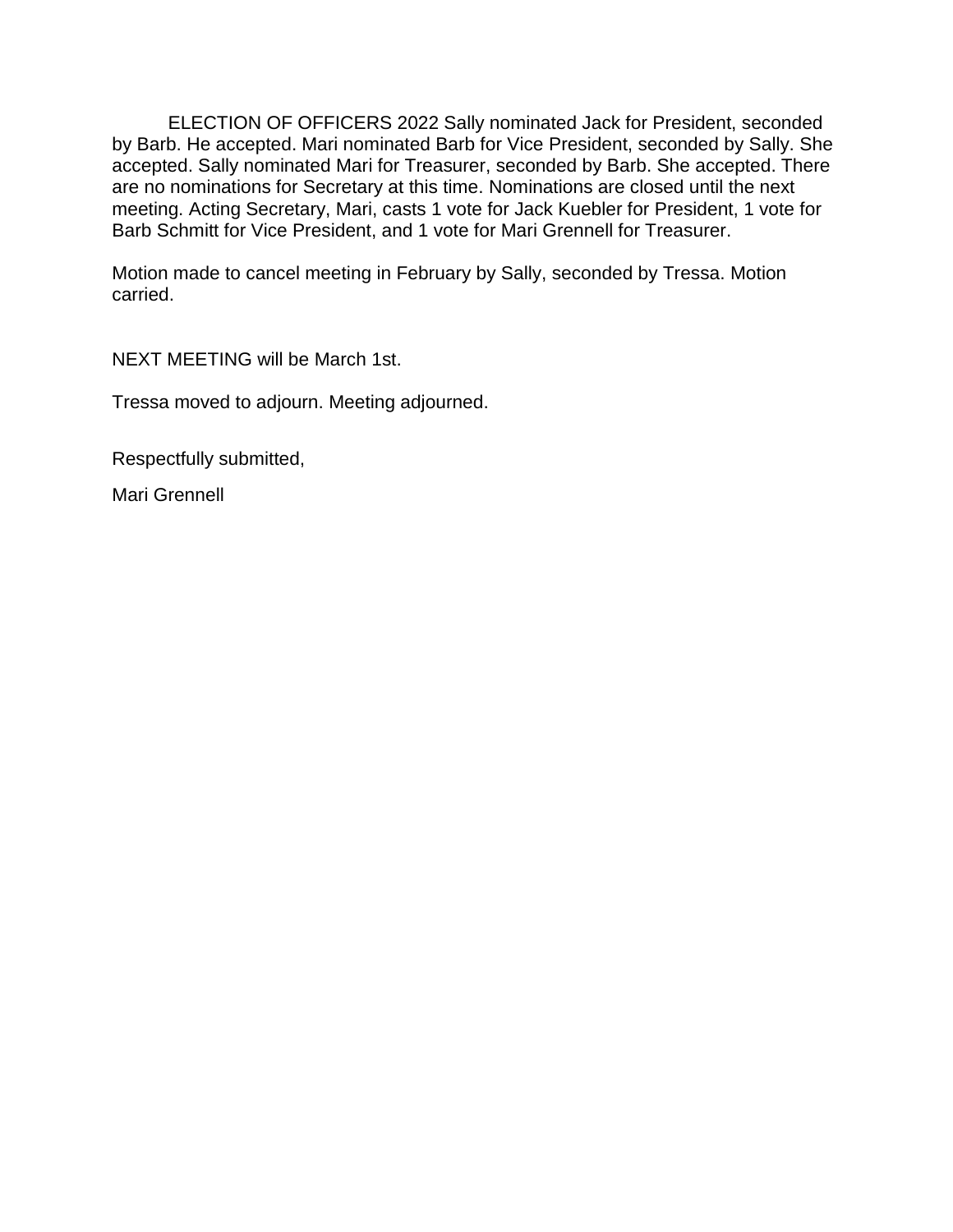ELECTION OF OFFICERS 2022 Sally nominated Jack for President, seconded by Barb. He accepted. Mari nominated Barb for Vice President, seconded by Sally. She accepted. Sally nominated Mari for Treasurer, seconded by Barb. She accepted. There are no nominations for Secretary at this time. Nominations are closed until the next meeting. Acting Secretary, Mari, casts 1 vote for Jack Kuebler for President, 1 vote for Barb Schmitt for Vice President, and 1 vote for Mari Grennell for Treasurer.

Motion made to cancel meeting in February by Sally, seconded by Tressa. Motion carried.

NEXT MEETING will be March 1st.

Tressa moved to adjourn. Meeting adjourned.

Respectfully submitted,

Mari Grennell